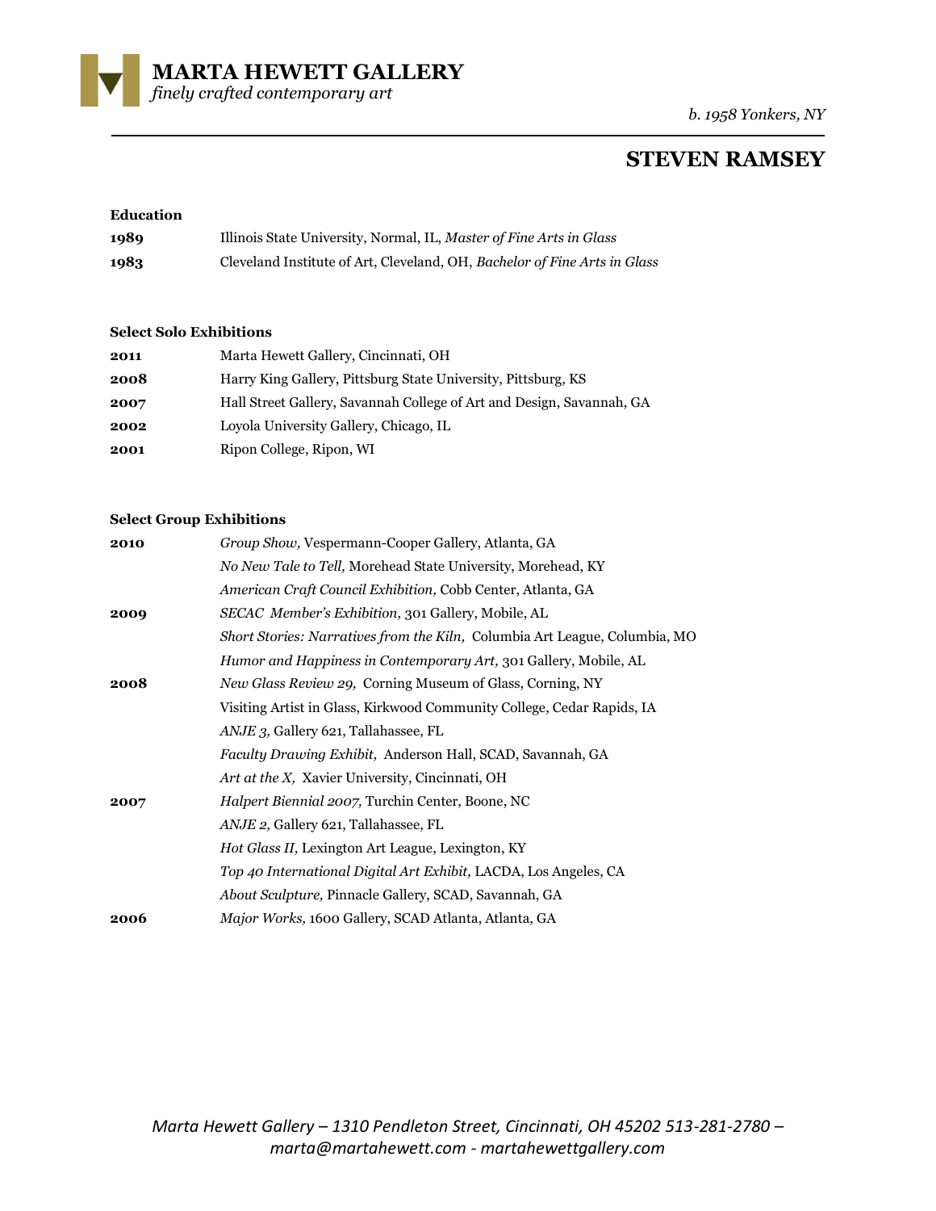# MARTA HEWETT GALLERY

*finely crafted contemporary art*

*b. 1958 Yonkers, NY*

## STEVEN RAMSEY

### Education

| | |
|---|---|
| **1989** | Illinois State University, Normal, IL, *Master of Fine Arts in Glass* |
| **1983** | Cleveland Institute of Art, Cleveland, OH, *Bachelor of Fine Arts in Glass* |

### Select Solo Exhibitions

| | |
|---|---|
| **2011** | Marta Hewett Gallery, Cincinnati, OH |
| **2008** | Harry King Gallery, Pittsburg State University, Pittsburg, KS |
| **2007** | Hall Street Gallery, Savannah College of Art and Design, Savannah, GA |
| **2002** | Loyola University Gallery, Chicago, IL |
| **2001** | Ripon College, Ripon, WI |

### Select Group Exhibitions

| | |
|---|---|
| **2010** | *Group Show,* Vespermann-Cooper Gallery, Atlanta, GA |
| | *No New Tale to Tell,* Morehead State University, Morehead, KY |
| | *American Craft Council Exhibition,* Cobb Center, Atlanta, GA |
| **2009** | *SECAC Member's Exhibition,* 301 Gallery, Mobile, AL |
| | *Short Stories: Narratives from the Kiln,* Columbia Art League, Columbia, MO |
| | *Humor and Happiness in Contemporary Art,* 301 Gallery, Mobile, AL |
| **2008** | *New Glass Review 29,* Corning Museum of Glass, Corning, NY |
| | Visiting Artist in Glass, Kirkwood Community College, Cedar Rapids, IA |
| | *ANJE 3,* Gallery 621, Tallahassee, FL |
| | *Faculty Drawing Exhibit,* Anderson Hall, SCAD, Savannah, GA |
| | *Art at the X,* Xavier University, Cincinnati, OH |
| **2007** | *Halpert Biennial 2007,* Turchin Center, Boone, NC |
| | *ANJE 2,* Gallery 621, Tallahassee, FL |
| | *Hot Glass II,* Lexington Art League, Lexington, KY |
| | *Top 40 International Digital Art Exhibit,* LACDA, Los Angeles, CA |
| | *About Sculpture,* Pinnacle Gallery, SCAD, Savannah, GA |
| **2006** | *Major Works,* 1600 Gallery, SCAD Atlanta, Atlanta, GA |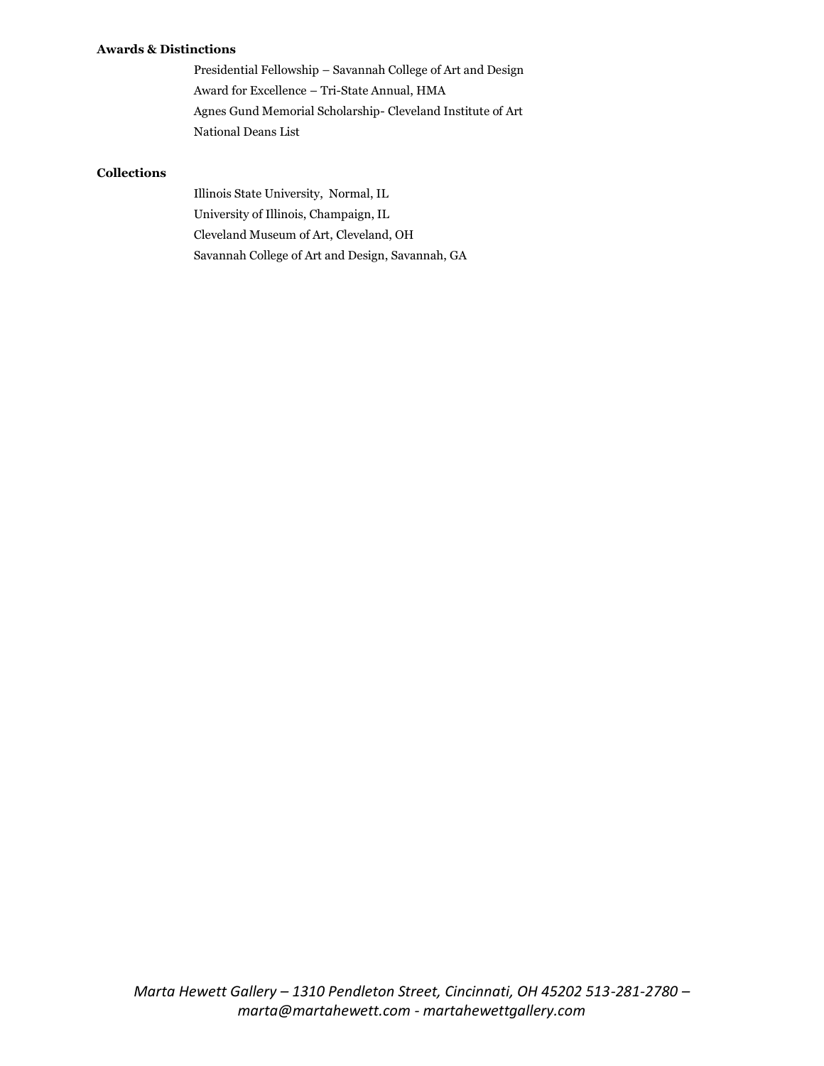**Awards & Distinctions**

Presidential Fellowship – Savannah College of Art and Design
Award for Excellence – Tri-State Annual, HMA
Agnes Gund Memorial Scholarship- Cleveland Institute of Art
National Deans List

**Collections**

Illinois State University, Normal, IL
University of Illinois, Champaign, IL
Cleveland Museum of Art, Cleveland, OH
Savannah College of Art and Design, Savannah, GA